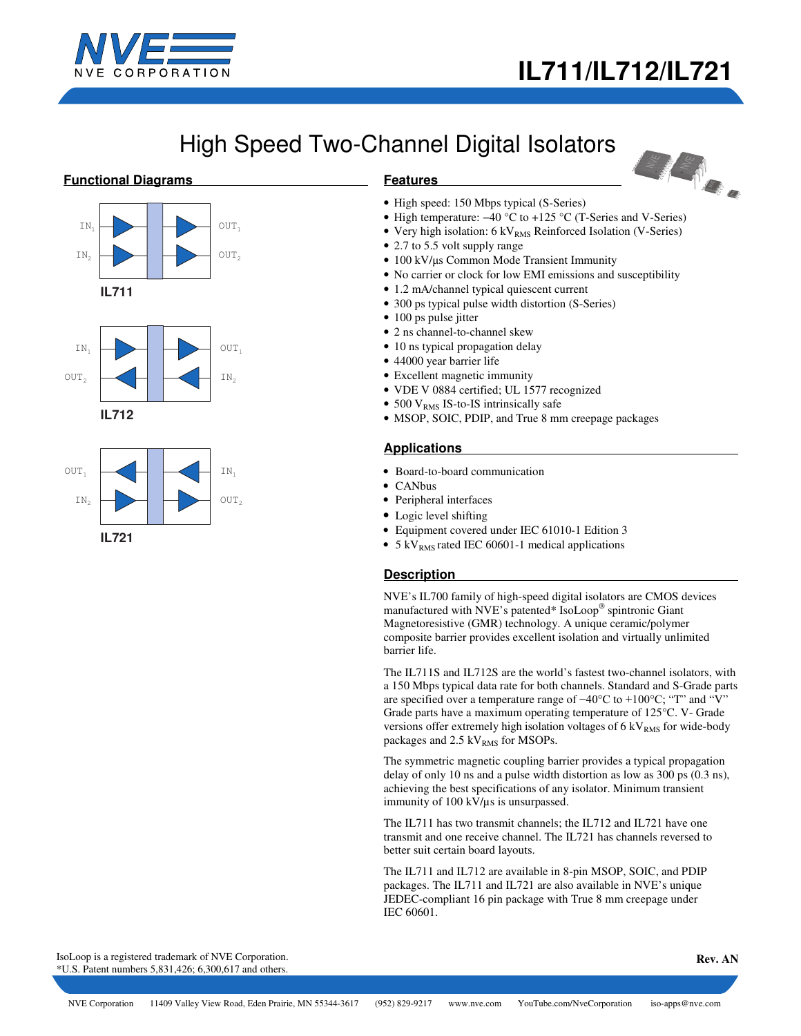# IL711/IL712/IL721

## High Speed Two-Channel Digital Isolators

### Functional Diagrams

IN$_1$ OUT$_1$
IN$_2$ OUT$_2$

**IL711**

IN$_1$ OUT$_1$
OUT$_2$ IN$_2$

**IL712**

OUT$_1$ IN$_1$
IN$_2$ OUT$_2$

**IL721**

### Features

- High speed: 150 Mbps typical (S-Series)
- High temperature: −40 °C to +125 °C (T-Series and V-Series)
- Very high isolation: 6 kV$_{RMS}$ Reinforced Isolation (V-Series)
- 2.7 to 5.5 volt supply range
- 100 kV/µs Common Mode Transient Immunity
- No carrier or clock for low EMI emissions and susceptibility
- 1.2 mA/channel typical quiescent current
- 300 ps typical pulse width distortion (S-Series)
- 100 ps pulse jitter
- 2 ns channel-to-channel skew
- 10 ns typical propagation delay
- 44000 year barrier life
- Excellent magnetic immunity
- VDE V 0884 certified; UL 1577 recognized
- 500 V$_{RMS}$ IS-to-IS intrinsically safe
- MSOP, SOIC, PDIP, and True 8 mm creepage packages

### Applications

- Board-to-board communication
- CANbus
- Peripheral interfaces
- Logic level shifting
- Equipment covered under IEC 61010-1 Edition 3
- 5 kV$_{RMS}$ rated IEC 60601-1 medical applications

### Description

NVE's IL700 family of high-speed digital isolators are CMOS devices manufactured with NVE's patented* IsoLoop® spintronic Giant Magnetoresistive (GMR) technology. A unique ceramic/polymer composite barrier provides excellent isolation and virtually unlimited barrier life.

The IL711S and IL712S are the world's fastest two-channel isolators, with a 150 Mbps typical data rate for both channels. Standard and S-Grade parts are specified over a temperature range of −40°C to +100°C; "T" and "V" Grade parts have a maximum operating temperature of 125°C. V- Grade versions offer extremely high isolation voltages of 6 kV$_{RMS}$ for wide-body packages and 2.5 kV$_{RMS}$ for MSOPs.

The symmetric magnetic coupling barrier provides a typical propagation delay of only 10 ns and a pulse width distortion as low as 300 ps (0.3 ns), achieving the best specifications of any isolator. Minimum transient immunity of 100 kV/µs is unsurpassed.

The IL711 has two transmit channels; the IL712 and IL721 have one transmit and one receive channel. The IL721 has channels reversed to better suit certain board layouts.

The IL711 and IL712 are available in 8-pin MSOP, SOIC, and PDIP packages. The IL711 and IL721 are also available in NVE's unique JEDEC-compliant 16 pin package with True 8 mm creepage under IEC 60601.

IsoLoop is a registered trademark of NVE Corporation.
*U.S. Patent numbers 5,831,426; 6,300,617 and others.

Rev. AN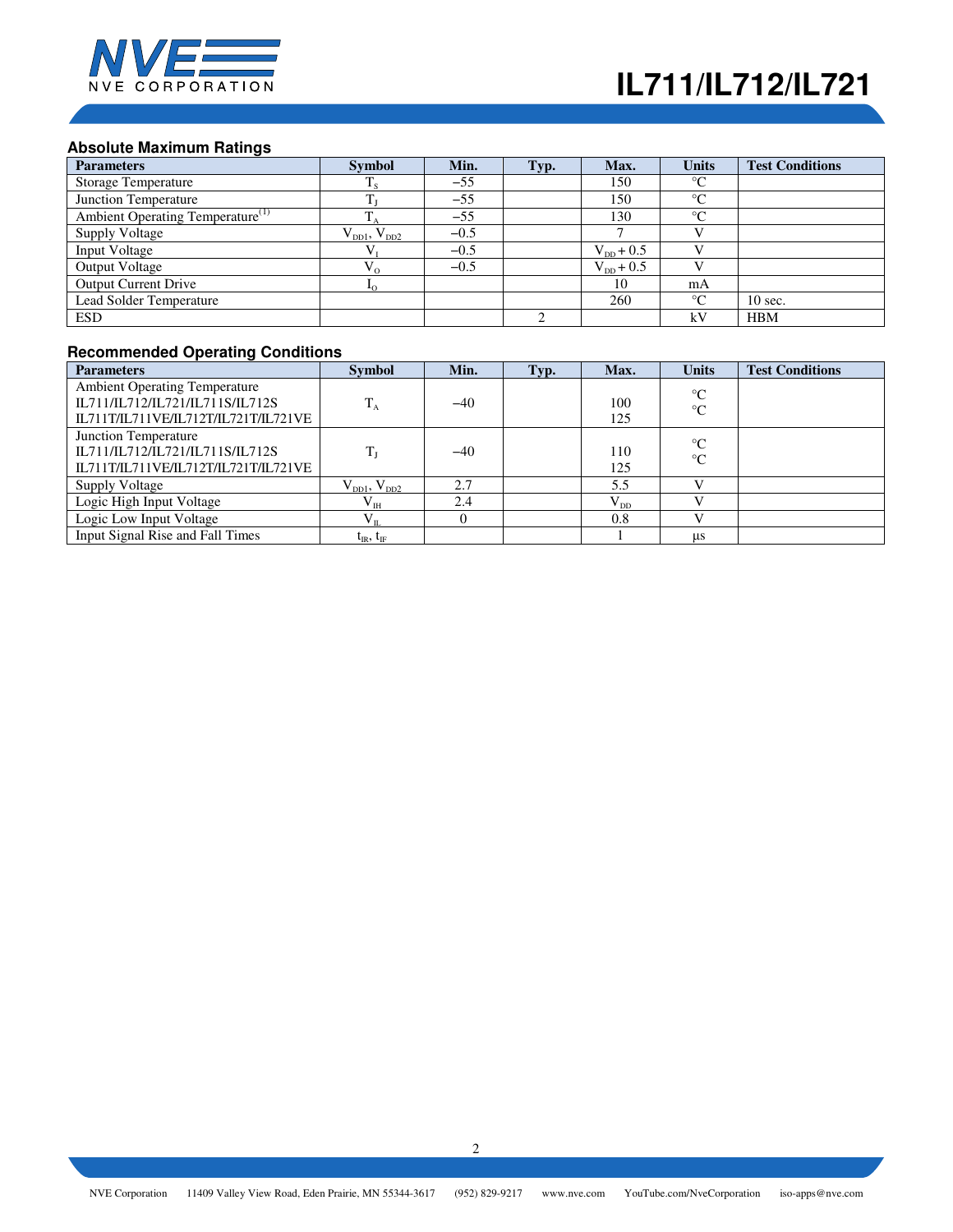## Absolute Maximum Ratings

| Parameters | Symbol | Min. | Typ. | Max. | Units | Test Conditions |
|---|---|---|---|---|---|---|
| Storage Temperature | $T_S$ | −55 | | 150 | °C | |
| Junction Temperature | $T_J$ | −55 | | 150 | °C | |
| Ambient Operating Temperature[1] | $T_A$ | −55 | | 130 | °C | |
| Supply Voltage | $V_{DD1}$, $V_{DD2}$ | −0.5 | | 7 | V | |
| Input Voltage | $V_I$ | −0.5 | | $V_{DD}$ + 0.5 | V | |
| Output Voltage | $V_O$ | −0.5 | | $V_{DD}$ + 0.5 | V | |
| Output Current Drive | $I_O$ | | | 10 | mA | |
| Lead Solder Temperature | | | | 260 | °C | 10 sec. |
| ESD | | | 2 | | kV | HBM |

## Recommended Operating Conditions

| Parameters | Symbol | Min. | Typ. | Max. | Units | Test Conditions |
|---|---|---|---|---|---|---|
| Ambient Operating Temperature<br>IL711/IL712/IL721/IL711S/IL712S<br>IL711T/IL711VE/IL712T/IL721T/IL721VE | $T_A$ | −40 | | 100<br>125 | °C<br>°C | |
| Junction Temperature<br>IL711/IL712/IL721/IL711S/IL712S<br>IL711T/IL711VE/IL712T/IL721T/IL721VE | $T_J$ | −40 | | 110<br>125 | °C<br>°C | |
| Supply Voltage | $V_{DD1}$, $V_{DD2}$ | 2.7 | | 5.5 | V | |
| Logic High Input Voltage | $V_{IH}$ | 2.4 | | $V_{DD}$ | V | |
| Logic Low Input Voltage | $V_{IL}$ | 0 | | 0.8 | V | |
| Input Signal Rise and Fall Times | $t_{IR}$, $t_{IF}$ | | | 1 | μs | |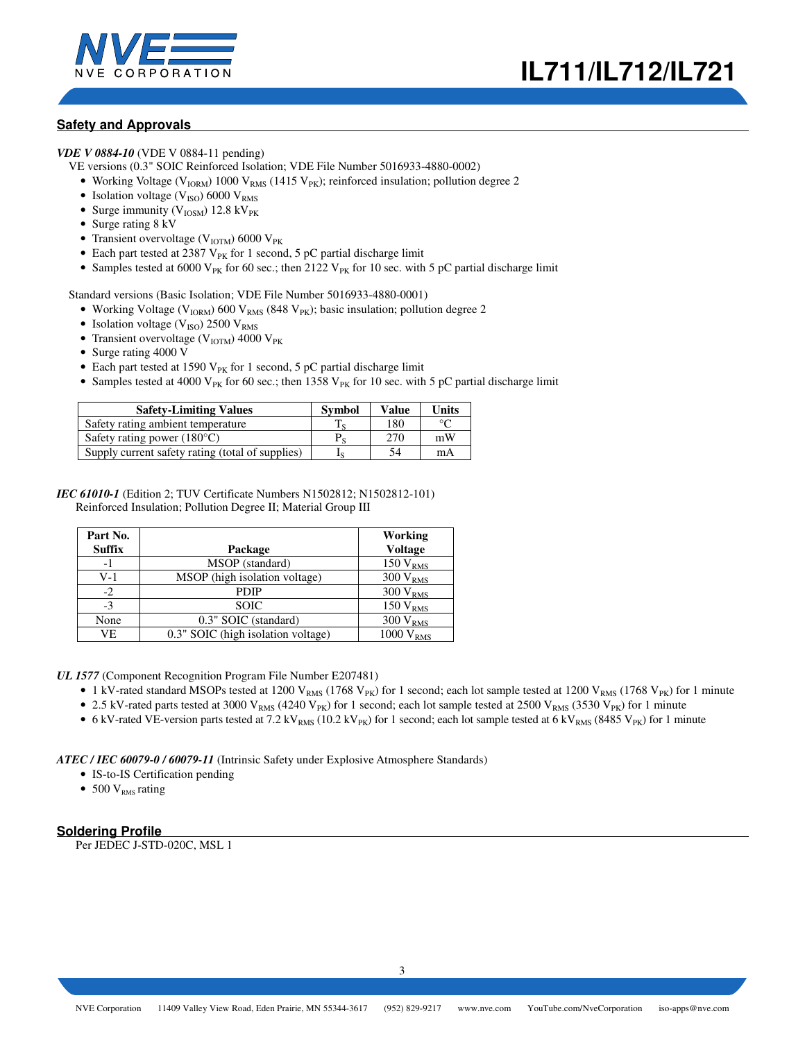## Safety and Approvals

***VDE V 0884-10*** (VDE V 0884-11 pending)

VE versions (0.3" SOIC Reinforced Isolation; VDE File Number 5016933-4880-0002)

- Working Voltage ($V_{IORM}$) 1000 $V_{RMS}$ (1415 $V_{PK}$); reinforced insulation; pollution degree 2
- Isolation voltage ($V_{ISO}$) 6000 $V_{RMS}$
- Surge immunity ($V_{IOSM}$) 12.8 $kV_{PK}$
- Surge rating 8 kV
- Transient overvoltage ($V_{IOTM}$) 6000 $V_{PK}$
- Each part tested at 2387 $V_{PK}$ for 1 second, 5 pC partial discharge limit
- Samples tested at 6000 $V_{PK}$ for 60 sec.; then 2122 $V_{PK}$ for 10 sec. with 5 pC partial discharge limit

Standard versions (Basic Isolation; VDE File Number 5016933-4880-0001)

- Working Voltage ($V_{IORM}$) 600 $V_{RMS}$ (848 $V_{PK}$); basic insulation; pollution degree 2
- Isolation voltage ($V_{ISO}$) 2500 $V_{RMS}$
- Transient overvoltage ($V_{IOTM}$) 4000 $V_{PK}$
- Surge rating 4000 V
- Each part tested at 1590 $V_{PK}$ for 1 second, 5 pC partial discharge limit
- Samples tested at 4000 $V_{PK}$ for 60 sec.; then 1358 $V_{PK}$ for 10 sec. with 5 pC partial discharge limit

| Safety-Limiting Values | Symbol | Value | Units |
|---|---|---|---|
| Safety rating ambient temperature | $T_S$ | 180 | °C |
| Safety rating power (180°C) | $P_S$ | 270 | mW |
| Supply current safety rating (total of supplies) | $I_S$ | 54 | mA |

***IEC 61010-1*** (Edition 2; TUV Certificate Numbers N1502812; N1502812-101)
Reinforced Insulation; Pollution Degree II; Material Group III

| Part No. Suffix | Package | Working Voltage |
|---|---|---|
| -1 | MSOP (standard) | 150 $V_{RMS}$ |
| V-1 | MSOP (high isolation voltage) | 300 $V_{RMS}$ |
| -2 | PDIP | 300 $V_{RMS}$ |
| -3 | SOIC | 150 $V_{RMS}$ |
| None | 0.3" SOIC (standard) | 300 $V_{RMS}$ |
| VE | 0.3" SOIC (high isolation voltage) | 1000 $V_{RMS}$ |

***UL 1577*** (Component Recognition Program File Number E207481)

- 1 kV-rated standard MSOPs tested at 1200 $V_{RMS}$ (1768 $V_{PK}$) for 1 second; each lot sample tested at 1200 $V_{RMS}$ (1768 $V_{PK}$) for 1 minute
- 2.5 kV-rated parts tested at 3000 $V_{RMS}$ (4240 $V_{PK}$) for 1 second; each lot sample tested at 2500 $V_{RMS}$ (3530 $V_{PK}$) for 1 minute
- 6 kV-rated VE-version parts tested at 7.2 $kV_{RMS}$ (10.2 $kV_{PK}$) for 1 second; each lot sample tested at 6 $kV_{RMS}$ (8485 $V_{PK}$) for 1 minute

***ATEC / IEC 60079-0 / 60079-11*** (Intrinsic Safety under Explosive Atmosphere Standards)

- IS-to-IS Certification pending
- 500 $V_{RMS}$ rating

## Soldering Profile

Per JEDEC J-STD-020C, MSL 1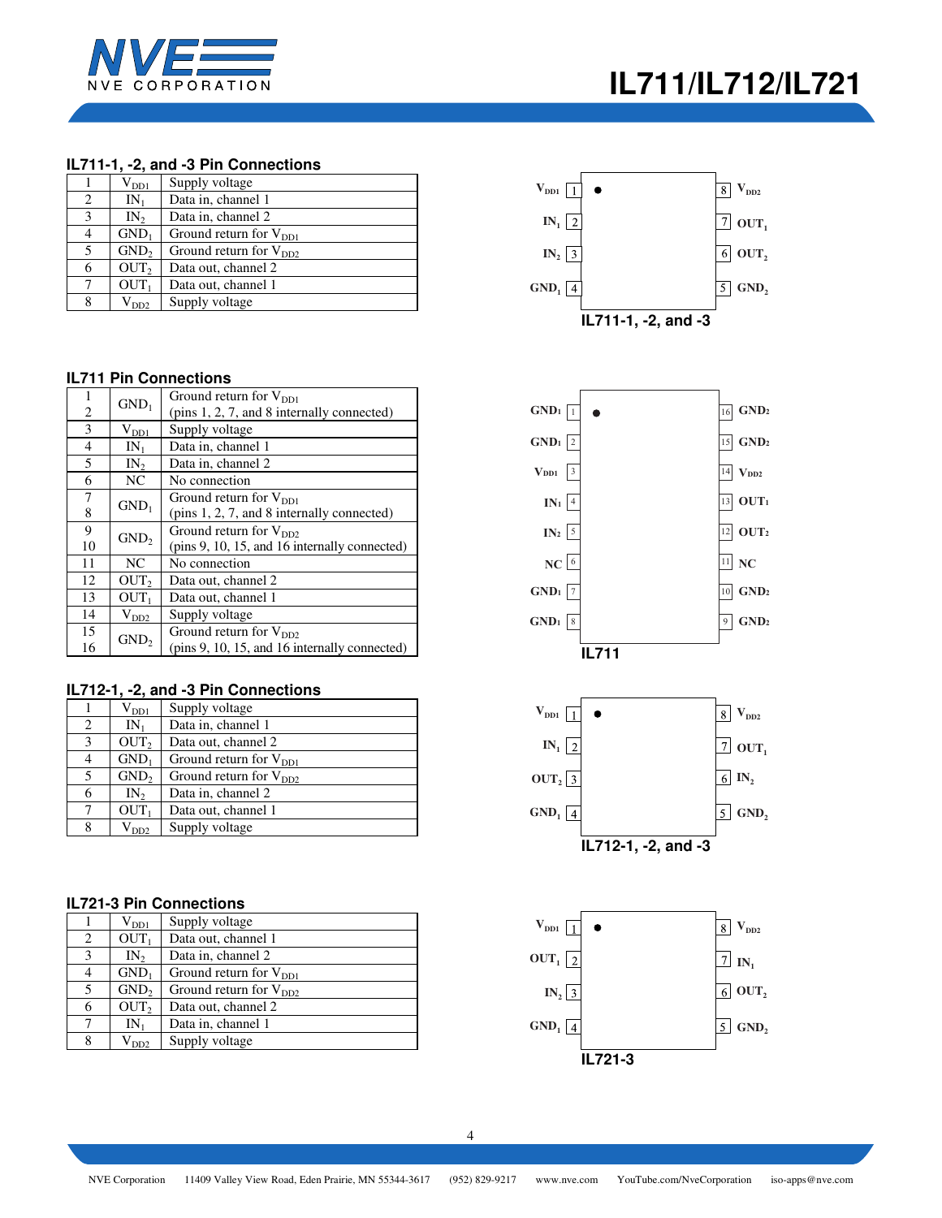### IL711-1, -2, and -3 Pin Connections

| | | |
|---|---|---|
| 1 | $V_{DD1}$ | Supply voltage |
| 2 | $IN_1$ | Data in, channel 1 |
| 3 | $IN_2$ | Data in, channel 2 |
| 4 | $GND_1$ | Ground return for $V_{DD1}$ |
| 5 | $GND_2$ | Ground return for $V_{DD2}$ |
| 6 | $OUT_2$ | Data out, channel 2 |
| 7 | $OUT_1$ | Data out, channel 1 |
| 8 | $V_{DD2}$ | Supply voltage |

| | | | |
|---|---|---|---|
| $V_{DD1}$ | 1 | 8 | $V_{DD2}$ |
| $IN_1$ | 2 | 7 | $OUT_1$ |
| $IN_2$ | 3 | 6 | $OUT_2$ |
| $GND_1$ | 4 | 5 | $GND_2$ |

**IL711-1, -2, and -3**

### IL711 Pin Connections

| | | |
|---|---|---|
| 1<br>2 | $GND_1$ | Ground return for $V_{DD1}$<br>(pins 1, 2, 7, and 8 internally connected) |
| 3 | $V_{DD1}$ | Supply voltage |
| 4 | $IN_1$ | Data in, channel 1 |
| 5 | $IN_2$ | Data in, channel 2 |
| 6 | NC | No connection |
| 7<br>8 | $GND_1$ | Ground return for $V_{DD1}$<br>(pins 1, 2, 7, and 8 internally connected) |
| 9<br>10 | $GND_2$ | Ground return for $V_{DD2}$<br>(pins 9, 10, 15, and 16 internally connected) |
| 11 | NC | No connection |
| 12 | $OUT_2$ | Data out, channel 2 |
| 13 | $OUT_1$ | Data out, channel 1 |
| 14 | $V_{DD2}$ | Supply voltage |
| 15<br>16 | $GND_2$ | Ground return for $V_{DD2}$<br>(pins 9, 10, 15, and 16 internally connected) |

| | | | |
|---|---|---|---|
| $GND_1$ | 1 | 16 | $GND_2$ |
| $GND_1$ | 2 | 15 | $GND_2$ |
| $V_{DD1}$ | 3 | 14 | $V_{DD2}$ |
| $IN_1$ | 4 | 13 | $OUT_1$ |
| $IN_2$ | 5 | 12 | $OUT_2$ |
| NC | 6 | 11 | NC |
| $GND_1$ | 7 | 10 | $GND_2$ |
| $GND_1$ | 8 | 9 | $GND_2$ |

**IL711**

### IL712-1, -2, and -3 Pin Connections

| | | |
|---|---|---|
| 1 | $V_{DD1}$ | Supply voltage |
| 2 | $IN_1$ | Data in, channel 1 |
| 3 | $OUT_2$ | Data out, channel 2 |
| 4 | $GND_1$ | Ground return for $V_{DD1}$ |
| 5 | $GND_2$ | Ground return for $V_{DD2}$ |
| 6 | $IN_2$ | Data in, channel 2 |
| 7 | $OUT_1$ | Data out, channel 1 |
| 8 | $V_{DD2}$ | Supply voltage |

| | | | |
|---|---|---|---|
| $V_{DD1}$ | 1 | 8 | $V_{DD2}$ |
| $IN_1$ | 2 | 7 | $OUT_1$ |
| $OUT_2$ | 3 | 6 | $IN_2$ |
| $GND_1$ | 4 | 5 | $GND_2$ |

**IL712-1, -2, and -3**

### IL721-3 Pin Connections

| | | |
|---|---|---|
| 1 | $V_{DD1}$ | Supply voltage |
| 2 | $OUT_1$ | Data out, channel 1 |
| 3 | $IN_2$ | Data in, channel 2 |
| 4 | $GND_1$ | Ground return for $V_{DD1}$ |
| 5 | $GND_2$ | Ground return for $V_{DD2}$ |
| 6 | $OUT_2$ | Data out, channel 2 |
| 7 | $IN_1$ | Data in, channel 1 |
| 8 | $V_{DD2}$ | Supply voltage |

| | | | |
|---|---|---|---|
| $V_{DD1}$ | 1 | 8 | $V_{DD2}$ |
| $OUT_1$ | 2 | 7 | $IN_1$ |
| $IN_2$ | 3 | 6 | $OUT_2$ |
| $GND_1$ | 4 | 5 | $GND_2$ |

**IL721-3**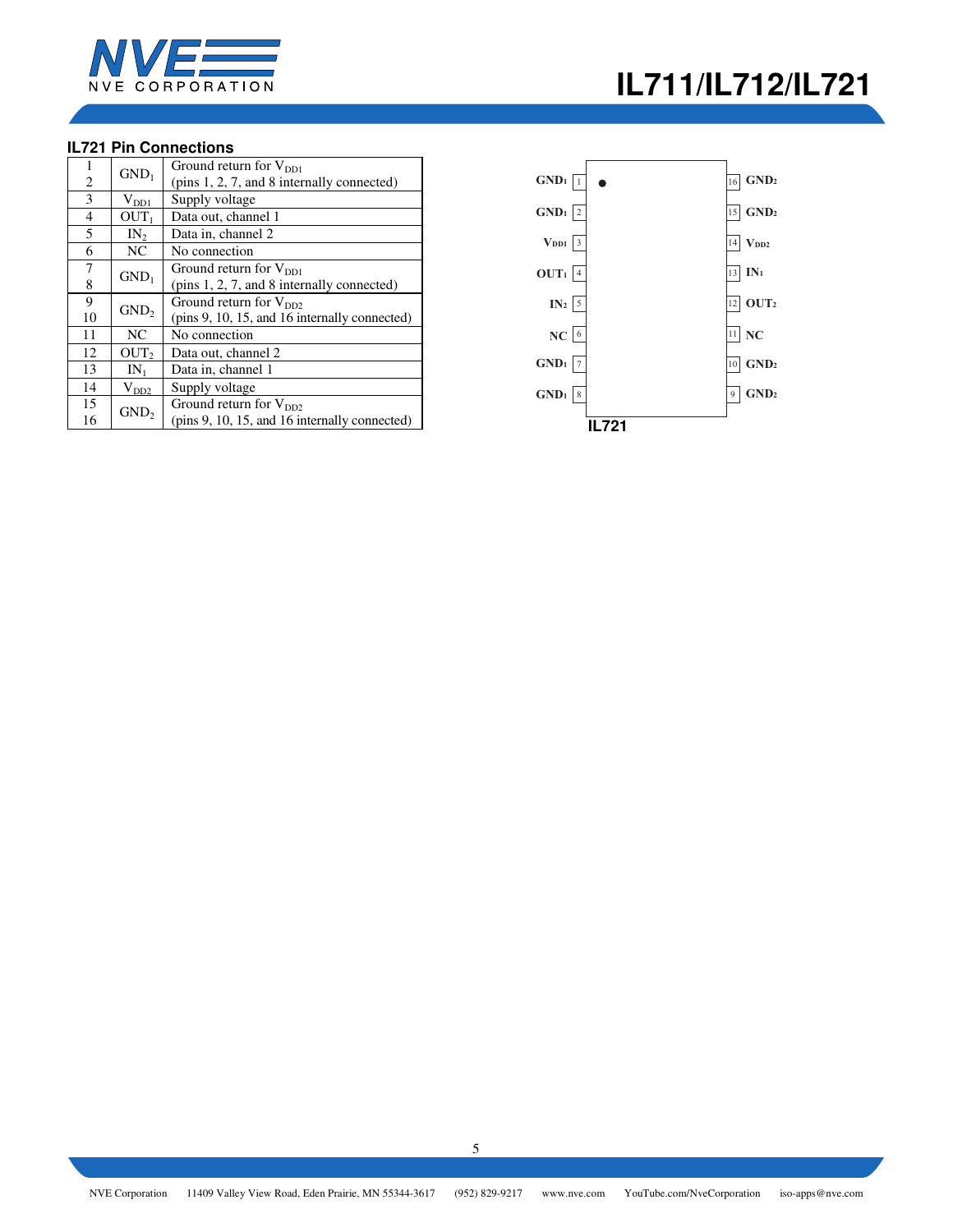### IL721 Pin Connections

| Pin | Name | Description |
|---|---|---|
| 1<br>2 | $GND_1$ | Ground return for $V_{DD1}$<br>(pins 1, 2, 7, and 8 internally connected) |
| 3 | $V_{DD1}$ | Supply voltage |
| 4 | $OUT_1$ | Data out, channel 1 |
| 5 | $IN_2$ | Data in, channel 2 |
| 6 | NC | No connection |
| 7<br>8 | $GND_1$ | Ground return for $V_{DD1}$<br>(pins 1, 2, 7, and 8 internally connected) |
| 9<br>10 | $GND_2$ | Ground return for $V_{DD2}$<br>(pins 9, 10, 15, and 16 internally connected) |
| 11 | NC | No connection |
| 12 | $OUT_2$ | Data out, channel 2 |
| 13 | $IN_1$ | Data in, channel 1 |
| 14 | $V_{DD2}$ | Supply voltage |
| 15<br>16 | $GND_2$ | Ground return for $V_{DD2}$<br>(pins 9, 10, 15, and 16 internally connected) |

| Left Pin | Name | Right Pin | Name |
|---|---|---|---|
| 1 | $GND_1$ | 16 | $GND_2$ |
| 2 | $GND_1$ | 15 | $GND_2$ |
| 3 | $V_{DD1}$ | 14 | $V_{DD2}$ |
| 4 | $OUT_1$ | 13 | $IN_1$ |
| 5 | $IN_2$ | 12 | $OUT_2$ |
| 6 | NC | 11 | NC |
| 7 | $GND_1$ | 10 | $GND_2$ |
| 8 | $GND_1$ | 9 | $GND_2$ |

IL721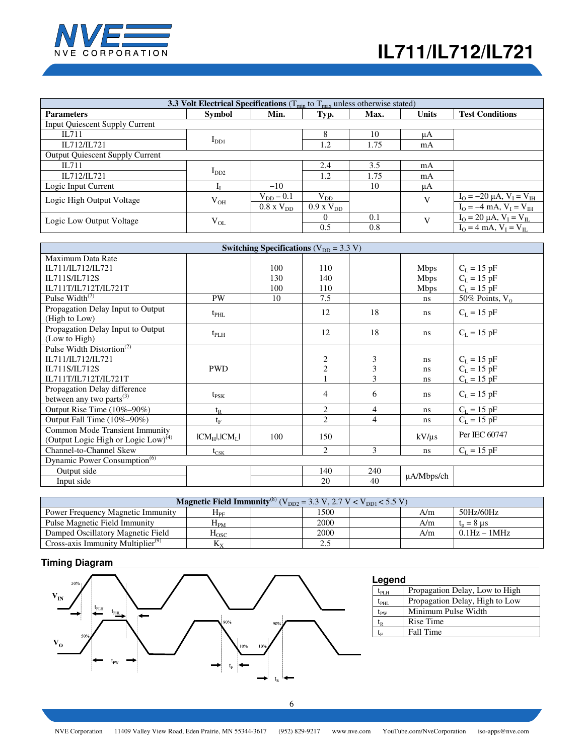| 3.3 Volt Electrical Specifications ($T_{min}$ to $T_{max}$ unless otherwise stated) | | | | | | |
|---|---|---|---|---|---|---|
| **Parameters** | **Symbol** | **Min.** | **Typ.** | **Max.** | **Units** | **Test Conditions** |
| Input Quiescent Supply Current | | | | | | |
| IL711 | $I_{DD1}$ | | 8 | 10 | μA | |
| IL712/IL721 | | | 1.2 | 1.75 | mA | |
| Output Quiescent Supply Current | | | | | | |
| IL711 | $I_{DD2}$ | | 2.4 | 3.5 | mA | |
| IL712/IL721 | | | 1.2 | 1.75 | mA | |
| Logic Input Current | $I_I$ | −10 | | 10 | μA | |
| Logic High Output Voltage | $V_{OH}$ | $V_{DD} - 0.1$ | $V_{DD}$ | | V | $I_O = -20$ μA, $V_I = V_{IH}$ |
| | | 0.8 x $V_{DD}$ | 0.9 x $V_{DD}$ | | | $I_O = -4$ mA, $V_I = V_{IH}$ |
| Logic Low Output Voltage | $V_{OL}$ | | 0 | 0.1 | V | $I_O = 20$ μA, $V_I = V_{IL}$ |
| | | | 0.5 | 0.8 | | $I_O = 4$ mA, $V_I = V_{IL}$ |

| Switching Specifications ($V_{DD} = 3.3$ V) | | | | | | |
|---|---|---|---|---|---|---|
| Maximum Data Rate | | | | | | |
| IL711/IL712/IL721 | | 100 | 110 | | Mbps | $C_L = 15$ pF |
| IL711S/IL712S | | 130 | 140 | | Mbps | $C_L = 15$ pF |
| IL711T/IL712T/IL721T | | 100 | 110 | | Mbps | $C_L = 15$ pF |
| Pulse Width[7] | PW | 10 | 7.5 | | ns | 50% Points, $V_O$ |
| Propagation Delay Input to Output (High to Low) | $t_{PHL}$ | | 12 | 18 | ns | $C_L = 15$ pF |
| Propagation Delay Input to Output (Low to High) | $t_{PLH}$ | | 12 | 18 | ns | $C_L = 15$ pF |
| Pulse Width Distortion[2] | | | | | | |
| IL711/IL712/IL721 | PWD | | 2 | 3 | ns | $C_L = 15$ pF |
| IL711S/IL712S | | | 2 | 3 | ns | $C_L = 15$ pF |
| IL711T/IL712T/IL721T | | | 1 | 3 | ns | $C_L = 15$ pF |
| Propagation Delay difference between any two parts[3] | $t_{PSK}$ | | 4 | 6 | ns | $C_L = 15$ pF |
| Output Rise Time (10%–90%) | $t_R$ | | 2 | 4 | ns | $C_L = 15$ pF |
| Output Fall Time (10%–90%) | $t_F$ | | 2 | 4 | ns | $C_L = 15$ pF |
| Common Mode Transient Immunity (Output Logic High or Logic Low)[4] | $\|CM_H\|,\|CM_L\|$ | 100 | 150 | | kV/μs | Per IEC 60747 |
| Channel-to-Channel Skew | $t_{CSK}$ | | 2 | 3 | ns | $C_L = 15$ pF |
| Dynamic Power Consumption[6] | | | | | | |
| Output side | | | 140 | 240 | μA/Mbps/ch | |
| Input side | | | 20 | 40 | | |

| Magnetic Field Immunity[8] ($V_{DD2} = 3.3$ V, 2.7 V < $V_{DD1}$ < 5.5 V) | | | | | | |
|---|---|---|---|---|---|---|
| Power Frequency Magnetic Immunity | $H_{PF}$ | | 1500 | | A/m | 50Hz/60Hz |
| Pulse Magnetic Field Immunity | $H_{PM}$ | | 2000 | | A/m | $t_p = 8$ μs |
| Damped Oscillatory Magnetic Field | $H_{OSC}$ | | 2000 | | A/m | 0.1Hz – 1MHz |
| Cross-axis Immunity Multiplier[9] | $K_X$ | | 2.5 | | | |

## Timing Diagram

**Legend**

| | |
|---|---|
| $t_{PLH}$ | Propagation Delay, Low to High |
| $t_{PHL}$ | Propagation Delay, High to Low |
| $t_{PW}$ | Minimum Pulse Width |
| $t_R$ | Rise Time |
| $t_F$ | Fall Time |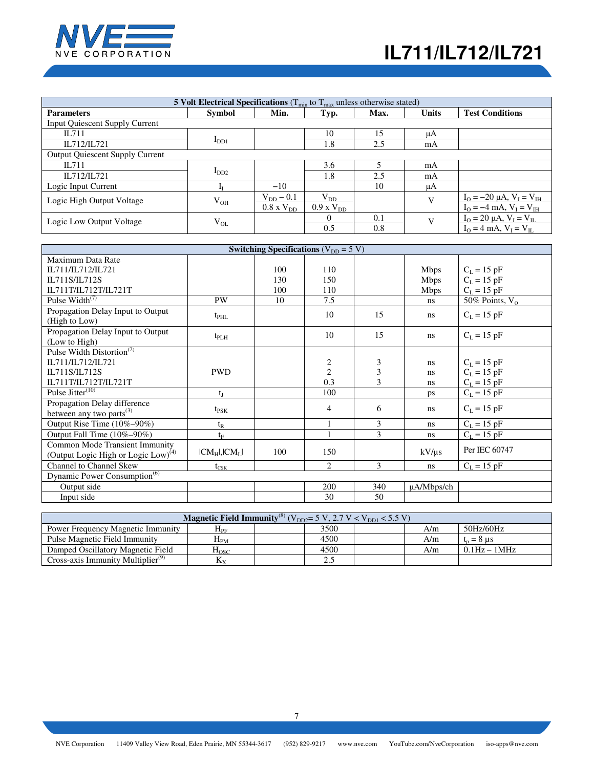| **5 Volt Electrical Specifications** ($T_{min}$ to $T_{max}$ unless otherwise stated) | | | | | | |
|---|---|---|---|---|---|---|
| **Parameters** | **Symbol** | **Min.** | **Typ.** | **Max.** | **Units** | **Test Conditions** |
| Input Quiescent Supply Current | | | | | | |
| IL711 | $I_{DD1}$ | | 10 | 15 | µA | |
| IL712/IL721 | | | 1.8 | 2.5 | mA | |
| Output Quiescent Supply Current | | | | | | |
| IL711 | $I_{DD2}$ | | 3.6 | 5 | mA | |
| IL712/IL721 | | | 1.8 | 2.5 | mA | |
| Logic Input Current | $I_I$ | −10 | | 10 | µA | |
| Logic High Output Voltage | $V_{OH}$ | $V_{DD} - 0.1$ | $V_{DD}$ | | V | $I_O = -20$ µA, $V_I = V_{IH}$ |
| | | $0.8 \times V_{DD}$ | $0.9 \times V_{DD}$ | | | $I_O = -4$ mA, $V_I = V_{IH}$ |
| Logic Low Output Voltage | $V_{OL}$ | | 0 | 0.1 | V | $I_O = 20$ µA, $V_I = V_{IL}$ |
| | | | 0.5 | 0.8 | | $I_O = 4$ mA, $V_I = V_{IL}$ |

| **Switching Specifications** ($V_{DD} = 5$ V) | | | | | | |
|---|---|---|---|---|---|---|
| Maximum Data Rate | | | | | | |
| IL711/IL712/IL721 | | 100 | 110 | | Mbps | $C_L = 15$ pF |
| IL711S/IL712S | | 130 | 150 | | Mbps | $C_L = 15$ pF |
| IL711T/IL712T/IL721T | | 100 | 110 | | Mbps | $C_L = 15$ pF |
| Pulse Width(7) | PW | 10 | 7.5 | | ns | 50% Points, $V_O$ |
| Propagation Delay Input to Output (High to Low) | $t_{PHL}$ | | 10 | 15 | ns | $C_L = 15$ pF |
| Propagation Delay Input to Output (Low to High) | $t_{PLH}$ | | 10 | 15 | ns | $C_L = 15$ pF |
| Pulse Width Distortion(2) | | | | | | |
| IL711/IL712/IL721 | PWD | | 2 | 3 | ns | $C_L = 15$ pF |
| IL711S/IL712S | | | 2 | 3 | ns | $C_L = 15$ pF |
| IL711T/IL712T/IL721T | | | 0.3 | 3 | ns | $C_L = 15$ pF |
| Pulse Jitter(10) | $t_J$ | | 100 | | ps | $C_L = 15$ pF |
| Propagation Delay difference between any two parts(3) | $t_{PSK}$ | | 4 | 6 | ns | $C_L = 15$ pF |
| Output Rise Time (10%–90%) | $t_R$ | | 1 | 3 | ns | $C_L = 15$ pF |
| Output Fall Time (10%–90%) | $t_F$ | | 1 | 3 | ns | $C_L = 15$ pF |
| Common Mode Transient Immunity (Output Logic High or Logic Low)(4) | $\lvert CM_H\rvert,\lvert CM_L\rvert$ | 100 | 150 | | kV/µs | Per IEC 60747 |
| Channel to Channel Skew | $t_{CSK}$ | | 2 | 3 | ns | $C_L = 15$ pF |
| Dynamic Power Consumption(6) | | | | | | |
| Output side | | | 200 | 340 | µA/Mbps/ch | |
| Input side | | | 30 | 50 | | |

| **Magnetic Field Immunity**(8) ($V_{DD2}$= 5 V, 2.7 V < $V_{DD1}$ < 5.5 V) | | | | | | |
|---|---|---|---|---|---|---|
| Power Frequency Magnetic Immunity | $H_{PF}$ | | 3500 | | A/m | 50Hz/60Hz |
| Pulse Magnetic Field Immunity | $H_{PM}$ | | 4500 | | A/m | $t_p = 8$ µs |
| Damped Oscillatory Magnetic Field | $H_{OSC}$ | | 4500 | | A/m | 0.1Hz – 1MHz |
| Cross-axis Immunity Multiplier(9) | $K_X$ | | 2.5 | | | |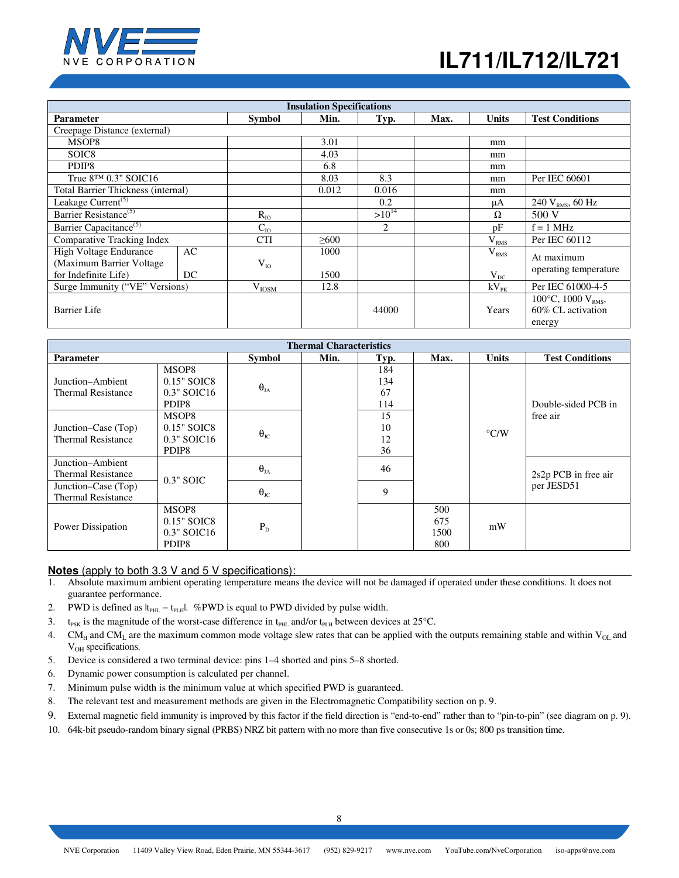| Insulation Specifications | | | | | | | |
|---|---|---|---|---|---|---|---|
| **Parameter** | | **Symbol** | **Min.** | **Typ.** | **Max.** | **Units** | **Test Conditions** |
| Creepage Distance (external) | | | | | | | |
| MSOP8 | | | 3.01 | | | mm | |
| SOIC8 | | | 4.03 | | | mm | |
| PDIP8 | | | 6.8 | | | mm | |
| True 8™ 0.3" SOIC16 | | | 8.03 | 8.3 | | mm | Per IEC 60601 |
| Total Barrier Thickness (internal) | | | 0.012 | 0.016 | | mm | |
| Leakage Current(5) | | | | 0.2 | | μA | 240 $V_{RMS}$, 60 Hz |
| Barrier Resistance(5) | | $R_{IO}$ | | $>10^{14}$ | | Ω | 500 V |
| Barrier Capacitance(5) | | $C_{IO}$ | | 2 | | pF | f = 1 MHz |
| Comparative Tracking Index | | CTI | ≥600 | | | $V_{RMS}$ | Per IEC 60112 |
| High Voltage Endurance (Maximum Barrier Voltage for Indefinite Life) | AC | $V_{IO}$ | 1000 | | | $V_{RMS}$ | At maximum operating temperature |
| | DC | | 1500 | | | $V_{DC}$ | |
| Surge Immunity ("VE" Versions) | | $V_{IOSM}$ | 12.8 | | | $kV_{PK}$ | Per IEC 61000-4-5 |
| Barrier Life | | | | 44000 | | Years | 100°C, 1000 $V_{RMS}$, 60% CL activation energy |

| Thermal Characteristics | | | | | | | |
|---|---|---|---|---|---|---|---|
| **Parameter** | | **Symbol** | **Min.** | **Typ.** | **Max.** | **Units** | **Test Conditions** |
| Junction–Ambient Thermal Resistance | MSOP8 | $\theta_{JA}$ | | 184 | | °C/W | Double-sided PCB in free air |
| | 0.15" SOIC8 | | | 134 | | °C/W | |
| | 0.3" SOIC16 | | | 67 | | °C/W | |
| | PDIP8 | | | 114 | | °C/W | |
| Junction–Case (Top) Thermal Resistance | MSOP8 | $\theta_{JC}$ | | 15 | | °C/W | |
| | 0.15" SOIC8 | | | 10 | | °C/W | |
| | 0.3" SOIC16 | | | 12 | | °C/W | |
| | PDIP8 | | | 36 | | °C/W | |
| Junction–Ambient Thermal Resistance | 0.3" SOIC | $\theta_{JA}$ | | 46 | | °C/W | 2s2p PCB in free air per JESD51 |
| Junction–Case (Top) Thermal Resistance | 0.3" SOIC | $\theta_{JC}$ | | 9 | | °C/W | |
| Power Dissipation | MSOP8 | $P_D$ | | | 500 | mW | |
| | 0.15" SOIC8 | | | | 675 | mW | |
| | 0.3" SOIC16 | | | | 1500 | mW | |
| | PDIP8 | | | | 800 | mW | |

**Notes** (apply to both 3.3 V and 5 V specifications):

1. Absolute maximum ambient operating temperature means the device will not be damaged if operated under these conditions. It does not guarantee performance.
2. PWD is defined as $|t_{PHL} - t_{PLH}|$. %PWD is equal to PWD divided by pulse width.
3. $t_{PSK}$ is the magnitude of the worst-case difference in $t_{PHL}$ and/or $t_{PLH}$ between devices at 25°C.
4. $CM_H$ and $CM_L$ are the maximum common mode voltage slew rates that can be applied with the outputs remaining stable and within $V_{OL}$ and $V_{OH}$ specifications.
5. Device is considered a two terminal device: pins 1–4 shorted and pins 5–8 shorted.
6. Dynamic power consumption is calculated per channel.
7. Minimum pulse width is the minimum value at which specified PWD is guaranteed.
8. The relevant test and measurement methods are given in the Electromagnetic Compatibility section on p. 9.
9. External magnetic field immunity is improved by this factor if the field direction is "end-to-end" rather than to "pin-to-pin" (see diagram on p. 9).
10. 64k-bit pseudo-random binary signal (PRBS) NRZ bit pattern with no more than five consecutive 1s or 0s; 800 ps transition time.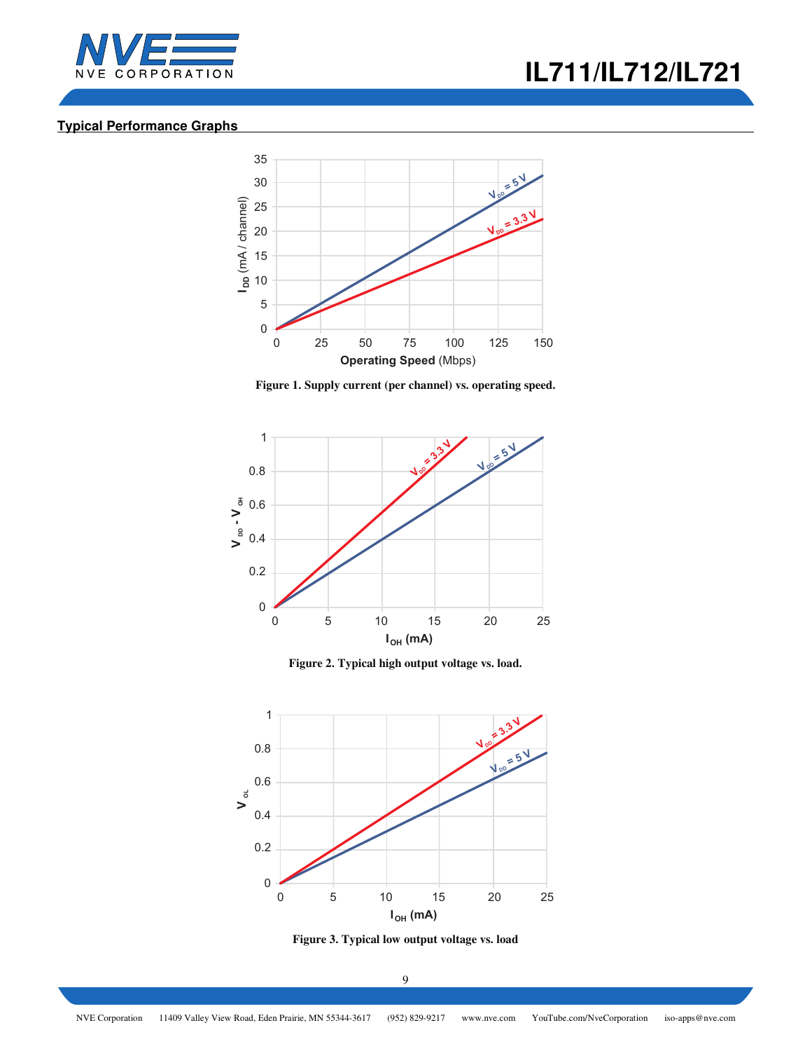## Typical Performance Graphs

**Figure 1. Supply current (per channel) vs. operating speed.**

**Figure 2. Typical high output voltage vs. load.**

**Figure 3. Typical low output voltage vs. load**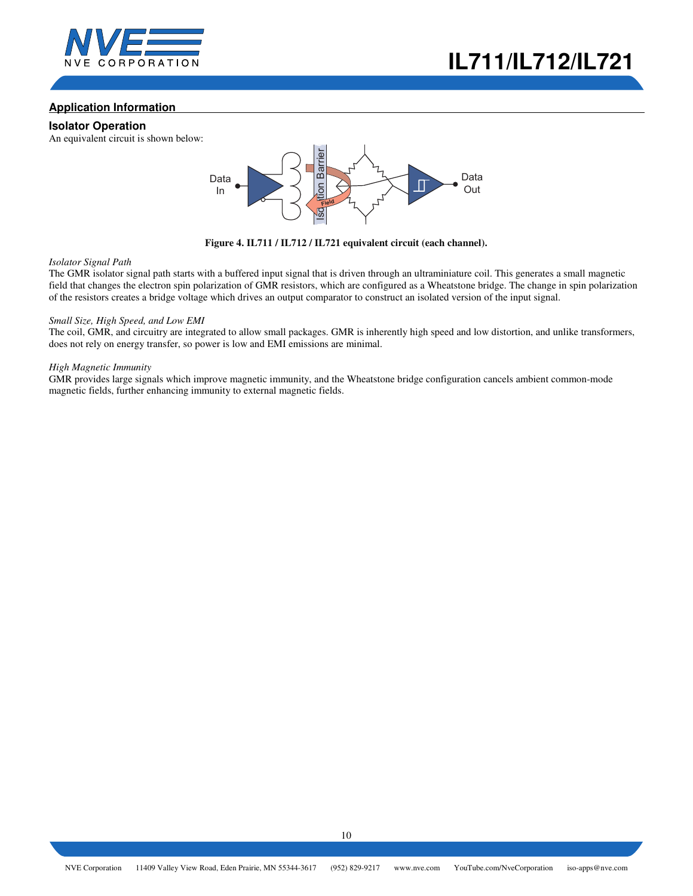## Application Information

### Isolator Operation

An equivalent circuit is shown below:

Figure 4. IL711 / IL712 / IL721 equivalent circuit (each channel).

*Isolator Signal Path*

The GMR isolator signal path starts with a buffered input signal that is driven through an ultraminiature coil. This generates a small magnetic field that changes the electron spin polarization of GMR resistors, which are configured as a Wheatstone bridge. The change in spin polarization of the resistors creates a bridge voltage which drives an output comparator to construct an isolated version of the input signal.

*Small Size, High Speed, and Low EMI*

The coil, GMR, and circuitry are integrated to allow small packages. GMR is inherently high speed and low distortion, and unlike transformers, does not rely on energy transfer, so power is low and EMI emissions are minimal.

*High Magnetic Immunity*

GMR provides large signals which improve magnetic immunity, and the Wheatstone bridge configuration cancels ambient common-mode magnetic fields, further enhancing immunity to external magnetic fields.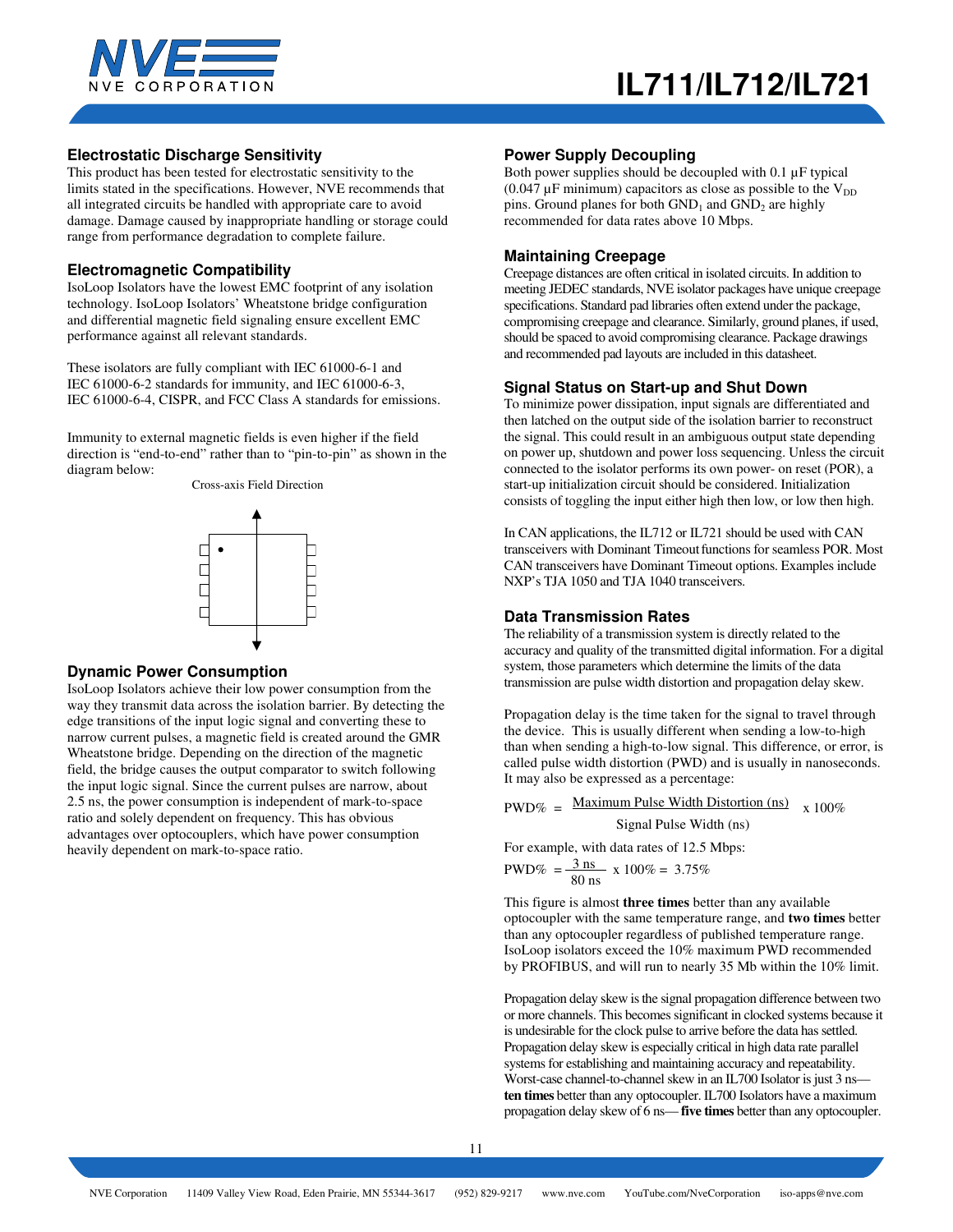## Electrostatic Discharge Sensitivity

This product has been tested for electrostatic sensitivity to the limits stated in the specifications. However, NVE recommends that all integrated circuits be handled with appropriate care to avoid damage. Damage caused by inappropriate handling or storage could range from performance degradation to complete failure.

## Electromagnetic Compatibility

IsoLoop Isolators have the lowest EMC footprint of any isolation technology. IsoLoop Isolators' Wheatstone bridge configuration and differential magnetic field signaling ensure excellent EMC performance against all relevant standards.

These isolators are fully compliant with IEC 61000-6-1 and IEC 61000-6-2 standards for immunity, and IEC 61000-6-3, IEC 61000-6-4, CISPR, and FCC Class A standards for emissions.

Immunity to external magnetic fields is even higher if the field direction is "end-to-end" rather than to "pin-to-pin" as shown in the diagram below:

Cross-axis Field Direction

## Dynamic Power Consumption

IsoLoop Isolators achieve their low power consumption from the way they transmit data across the isolation barrier. By detecting the edge transitions of the input logic signal and converting these to narrow current pulses, a magnetic field is created around the GMR Wheatstone bridge. Depending on the direction of the magnetic field, the bridge causes the output comparator to switch following the input logic signal. Since the current pulses are narrow, about 2.5 ns, the power consumption is independent of mark-to-space ratio and solely dependent on frequency. This has obvious advantages over optocouplers, which have power consumption heavily dependent on mark-to-space ratio.

## Power Supply Decoupling

Both power supplies should be decoupled with 0.1 µF typical (0.047 µF minimum) capacitors as close as possible to the $V_{DD}$ pins. Ground planes for both $GND_1$ and $GND_2$ are highly recommended for data rates above 10 Mbps.

## Maintaining Creepage

Creepage distances are often critical in isolated circuits. In addition to meeting JEDEC standards, NVE isolator packages have unique creepage specifications. Standard pad libraries often extend under the package, compromising creepage and clearance. Similarly, ground planes, if used, should be spaced to avoid compromising clearance. Package drawings and recommended pad layouts are included in this datasheet.

## Signal Status on Start-up and Shut Down

To minimize power dissipation, input signals are differentiated and then latched on the output side of the isolation barrier to reconstruct the signal. This could result in an ambiguous output state depending on power up, shutdown and power loss sequencing. Unless the circuit connected to the isolator performs its own power- on reset (POR), a start-up initialization circuit should be considered. Initialization consists of toggling the input either high then low, or low then high.

In CAN applications, the IL712 or IL721 should be used with CAN transceivers with Dominant Timeout functions for seamless POR. Most CAN transceivers have Dominant Timeout options. Examples include NXP's TJA 1050 and TJA 1040 transceivers.

## Data Transmission Rates

The reliability of a transmission system is directly related to the accuracy and quality of the transmitted digital information. For a digital system, those parameters which determine the limits of the data transmission are pulse width distortion and propagation delay skew.

Propagation delay is the time taken for the signal to travel through the device. This is usually different when sending a low-to-high than when sending a high-to-low signal. This difference, or error, is called pulse width distortion (PWD) and is usually in nanoseconds. It may also be expressed as a percentage:

$$\text{PWD\%} = \frac{\text{Maximum Pulse Width Distortion (ns)}}{\text{Signal Pulse Width (ns)}} \times 100\%$$

For example, with data rates of 12.5 Mbps:

$$\text{PWD\%} = \frac{3\text{ ns}}{80\text{ ns}} \times 100\% = 3.75\%$$

This figure is almost **three times** better than any available optocoupler with the same temperature range, and **two times** better than any optocoupler regardless of published temperature range. IsoLoop isolators exceed the 10% maximum PWD recommended by PROFIBUS, and will run to nearly 35 Mb within the 10% limit.

Propagation delay skew is the signal propagation difference between two or more channels. This becomes significant in clocked systems because it is undesirable for the clock pulse to arrive before the data has settled. Propagation delay skew is especially critical in high data rate parallel systems for establishing and maintaining accuracy and repeatability. Worst-case channel-to-channel skew in an IL700 Isolator is just 3 ns—**ten times** better than any optocoupler. IL700 Isolators have a maximum propagation delay skew of 6 ns—**five times** better than any optocoupler.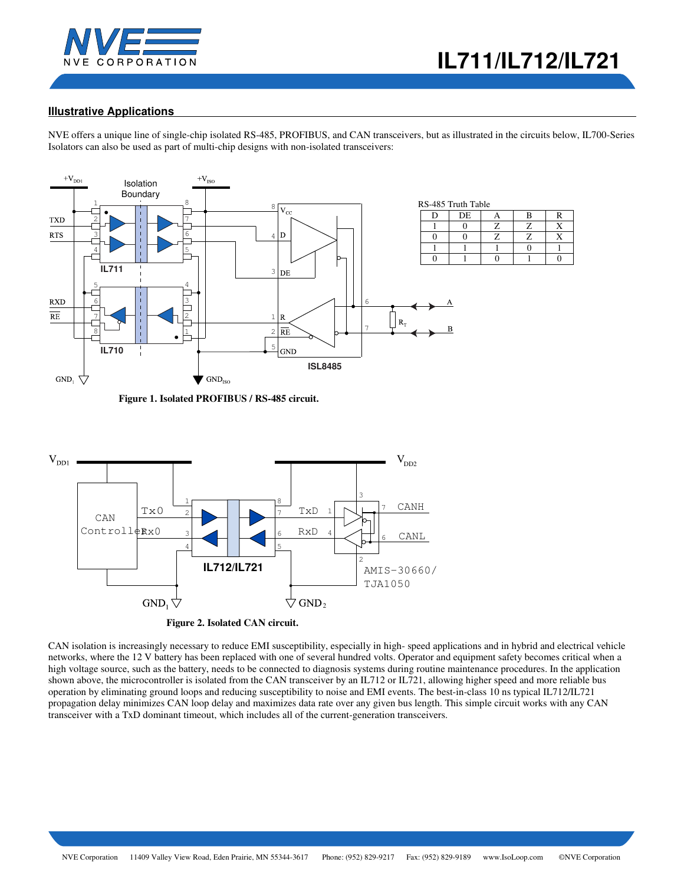## Illustrative Applications

NVE offers a unique line of single-chip isolated RS-485, PROFIBUS, and CAN transceivers, but as illustrated in the circuits below, IL700-Series Isolators can also be used as part of multi-chip designs with non-isolated transceivers:

RS-485 Truth Table

| D | DE | A | B | R |
|---|---|---|---|---|
| 1 | 0 | Z | Z | X |
| 0 | 0 | Z | Z | X |
| 1 | 1 | 1 | 0 | 1 |
| 0 | 1 | 0 | 1 | 0 |

**Figure 1. Isolated PROFIBUS / RS-485 circuit.**

**Figure 2. Isolated CAN circuit.**

CAN isolation is increasingly necessary to reduce EMI susceptibility, especially in high- speed applications and in hybrid and electrical vehicle networks, where the 12 V battery has been replaced with one of several hundred volts. Operator and equipment safety becomes critical when a high voltage source, such as the battery, needs to be connected to diagnosis systems during routine maintenance procedures. In the application shown above, the microcontroller is isolated from the CAN transceiver by an IL712 or IL721, allowing higher speed and more reliable bus operation by eliminating ground loops and reducing susceptibility to noise and EMI events. The best-in-class 10 ns typical IL712/IL721 propagation delay minimizes CAN loop delay and maximizes data rate over any given bus length. This simple circuit works with any CAN transceiver with a TxD dominant timeout, which includes all of the current-generation transceivers.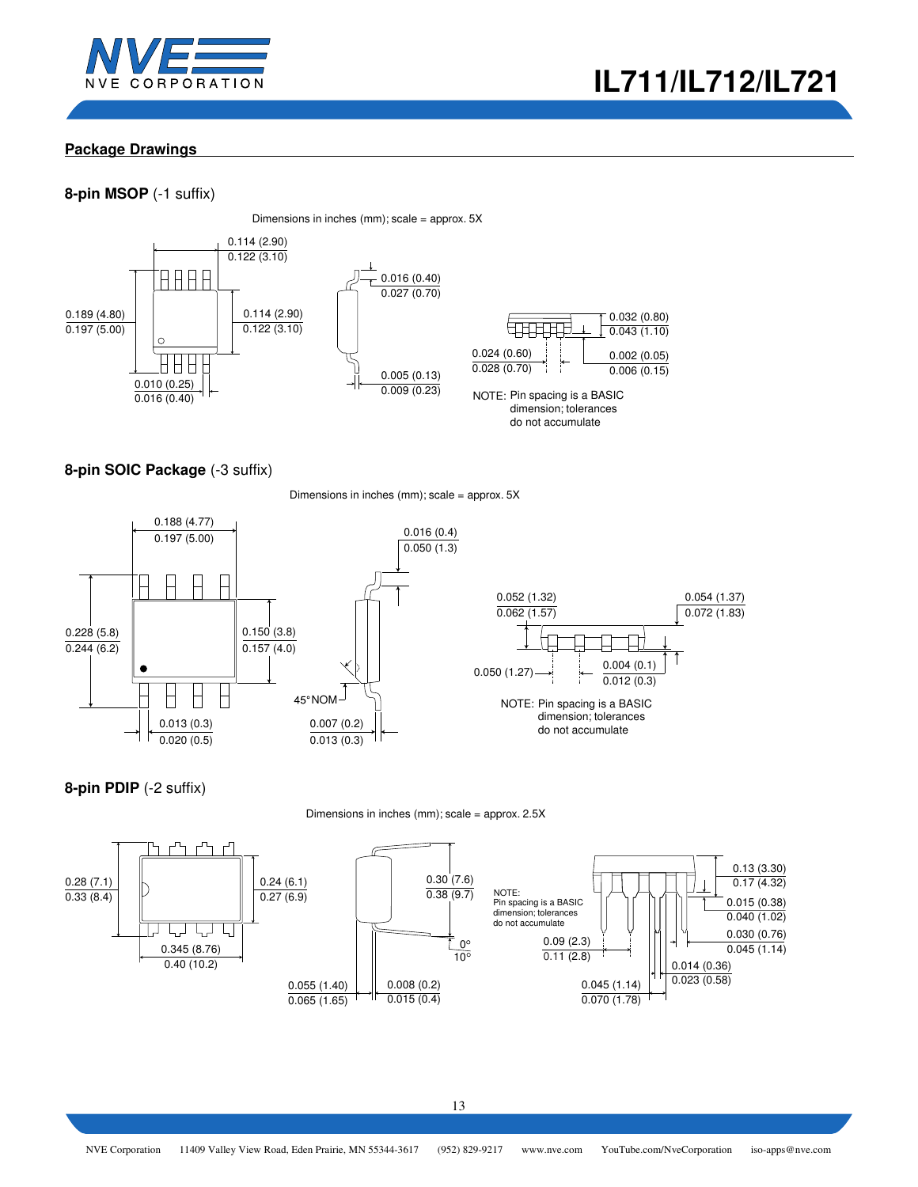## Package Drawings

### 8-pin MSOP (-1 suffix)

Dimensions in inches (mm); scale = approx. 5X

0.114 (2.90)
0.122 (3.10)

0.189 (4.80)
0.197 (5.00)

0.114 (2.90)
0.122 (3.10)

0.010 (0.25)
0.016 (0.40)

0.016 (0.40)
0.027 (0.70)

0.005 (0.13)
0.009 (0.23)

0.032 (0.80)
0.043 (1.10)

0.024 (0.60)
0.028 (0.70)

0.002 (0.05)
0.006 (0.15)

NOTE: Pin spacing is a BASIC dimension; tolerances do not accumulate

### 8-pin SOIC Package (-3 suffix)

Dimensions in inches (mm); scale = approx. 5X

0.188 (4.77)
0.197 (5.00)

0.228 (5.8)
0.244 (6.2)

0.150 (3.8)
0.157 (4.0)

0.013 (0.3)
0.020 (0.5)

0.016 (0.4)
0.050 (1.3)

45°NOM

0.007 (0.2)
0.013 (0.3)

0.052 (1.32)
0.062 (1.57)

0.054 (1.37)
0.072 (1.83)

0.050 (1.27)

0.004 (0.1)
0.012 (0.3)

NOTE: Pin spacing is a BASIC dimension; tolerances do not accumulate

### 8-pin PDIP (-2 suffix)

Dimensions in inches (mm); scale = approx. 2.5X

0.28 (7.1)
0.33 (8.4)

0.24 (6.1)
0.27 (6.9)

0.345 (8.76)
0.40 (10.2)

0.30 (7.6)
0.38 (9.7)

0°
10°

0.055 (1.40)
0.065 (1.65)

0.008 (0.2)
0.015 (0.4)

NOTE:
Pin spacing is a BASIC dimension; tolerances do not accumulate

0.13 (3.30)
0.17 (4.32)

0.015 (0.38)
0.040 (1.02)

0.030 (0.76)
0.045 (1.14)

0.09 (2.3)
0.11 (2.8)

0.014 (0.36)
0.023 (0.58)

0.045 (1.14)
0.070 (1.78)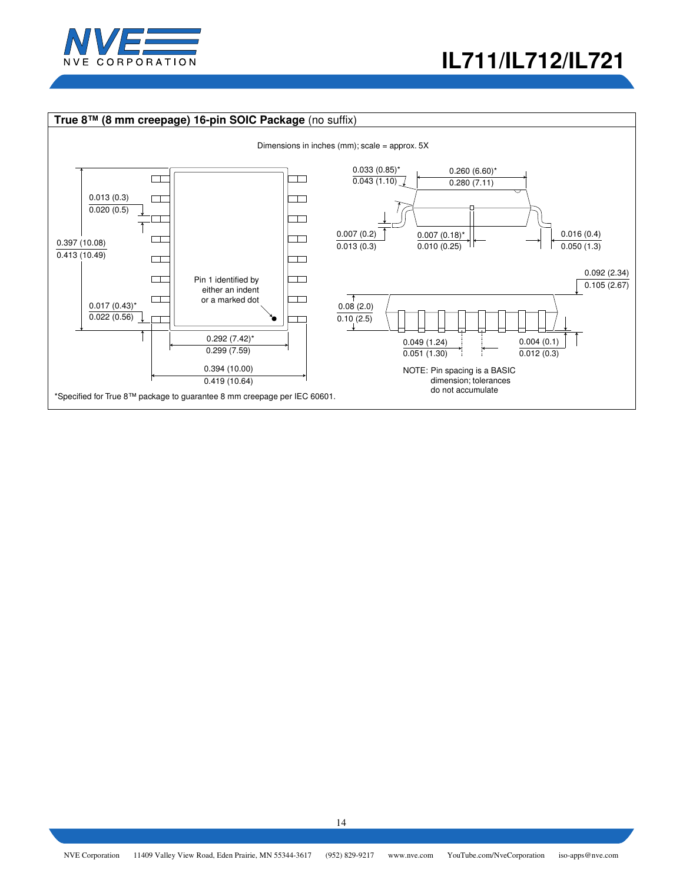**True 8™ (8 mm creepage) 16-pin SOIC Package** (no suffix)

Dimensions in inches (mm); scale = approx. 5X

0.013 (0.3)
0.020 (0.5)

0.397 (10.08)
0.413 (10.49)

0.017 (0.43)*
0.022 (0.56)

Pin 1 identified by either an indent or a marked dot

0.292 (7.42)*
0.299 (7.59)

0.394 (10.00)
0.419 (10.64)

0.033 (0.85)*
0.043 (1.10)

0.260 (6.60)*
0.280 (7.11)

0.007 (0.2)
0.013 (0.3)

0.007 (0.18)*
0.010 (0.25)

0.016 (0.4)
0.050 (1.3)

0.092 (2.34)
0.105 (2.67)

0.08 (2.0)
0.10 (2.5)

0.049 (1.24)
0.051 (1.30)

0.004 (0.1)
0.012 (0.3)

NOTE: Pin spacing is a BASIC dimension; tolerances do not accumulate

*Specified for True 8™ package to guarantee 8 mm creepage per IEC 60601.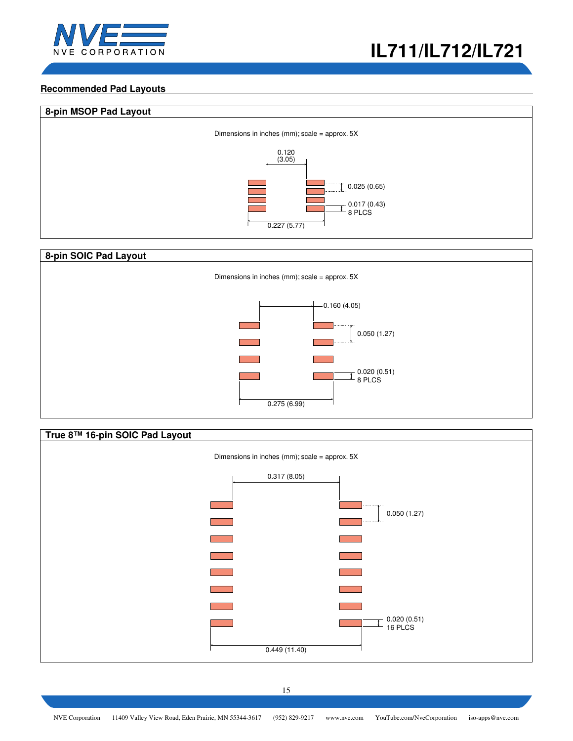## Recommended Pad Layouts

### 8-pin MSOP Pad Layout

Dimensions in inches (mm); scale = approx. 5X

0.120 (3.05)

0.025 (0.65)

0.017 (0.43) 8 PLCS

0.227 (5.77)

### 8-pin SOIC Pad Layout

Dimensions in inches (mm); scale = approx. 5X

0.160 (4.05)

0.050 (1.27)

0.020 (0.51) 8 PLCS

0.275 (6.99)

### True 8™ 16-pin SOIC Pad Layout

Dimensions in inches (mm); scale = approx. 5X

0.317 (8.05)

0.050 (1.27)

0.020 (0.51) 16 PLCS

0.449 (11.40)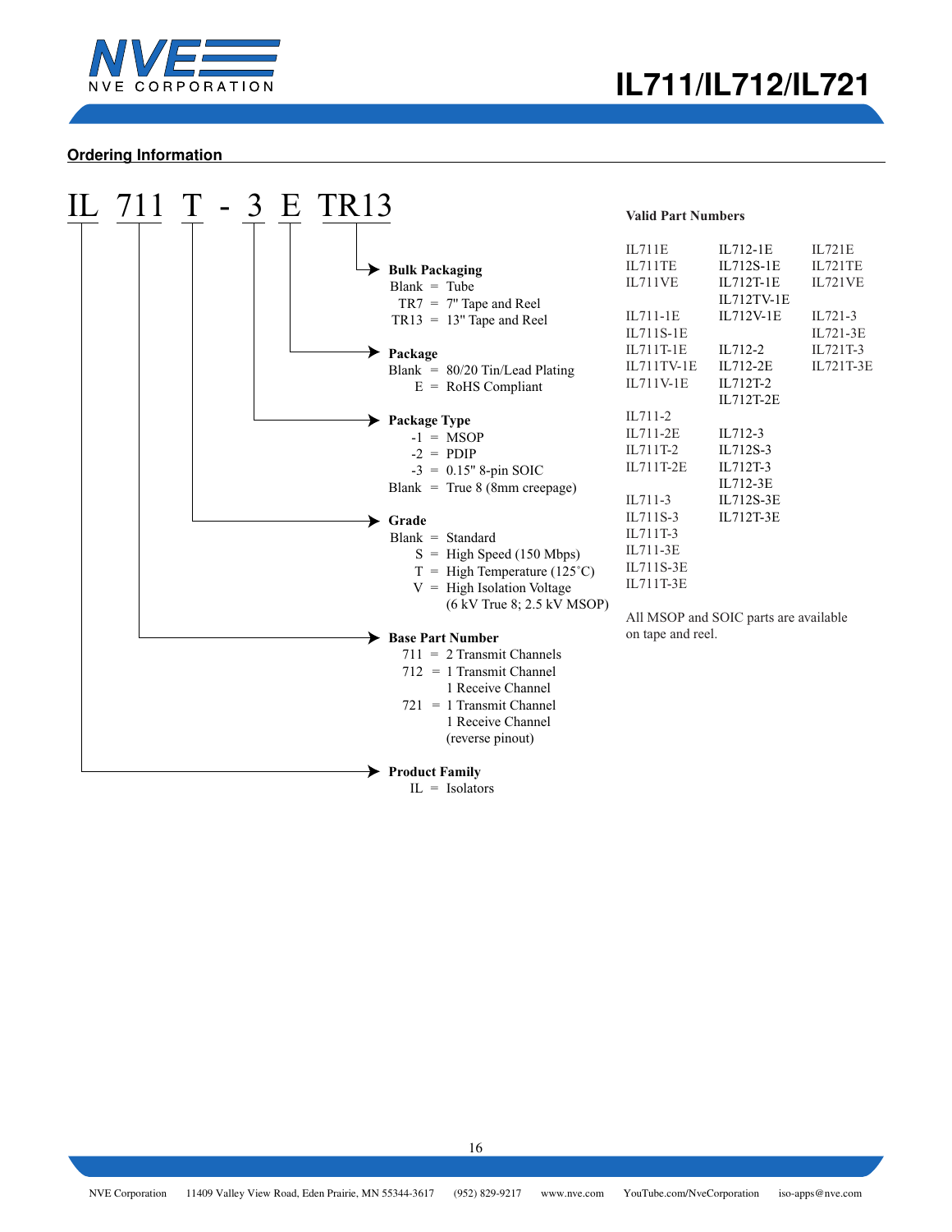## Ordering Information

IL 711 T - 3 E TR13

**Bulk Packaging**
- Blank = Tube
- TR7 = 7" Tape and Reel
- TR13 = 13" Tape and Reel

**Package**
- Blank = 80/20 Tin/Lead Plating
- E = RoHS Compliant

**Package Type**
- -1 = MSOP
- -2 = PDIP
- -3 = 0.15" 8-pin SOIC
- Blank = True 8 (8mm creepage)

**Grade**
- Blank = Standard
- S = High Speed (150 Mbps)
- T = High Temperature (125˚C)
- V = High Isolation Voltage (6 kV True 8; 2.5 kV MSOP)

**Base Part Number**
- 711 = 2 Transmit Channels
- 712 = 1 Transmit Channel, 1 Receive Channel
- 721 = 1 Transmit Channel, 1 Receive Channel (reverse pinout)

**Product Family**
- IL = Isolators

**Valid Part Numbers**

| IL711 | IL712 | IL721 |
|---|---|---|
| IL711E | IL712-1E | IL721E |
| IL711TE | IL712S-1E | IL721TE |
| IL711VE | IL712T-1E | IL721VE |
| | IL712TV-1E | |
| IL711-1E | IL712V-1E | IL721-3 |
| IL711S-1E | | IL721-3E |
| IL711T-1E | IL712-2 | IL721T-3 |
| IL711TV-1E | IL712-2E | IL721T-3E |
| IL711V-1E | IL712T-2 | |
| | IL712T-2E | |
| IL711-2 | | |
| IL711-2E | IL712-3 | |
| IL711T-2 | IL712S-3 | |
| IL711T-2E | IL712T-3 | |
| | IL712-3E | |
| IL711-3 | IL712S-3E | |
| IL711S-3 | IL712T-3E | |
| IL711T-3 | | |
| IL711-3E | | |
| IL711S-3E | | |
| IL711T-3E | | |

All MSOP and SOIC parts are available on tape and reel.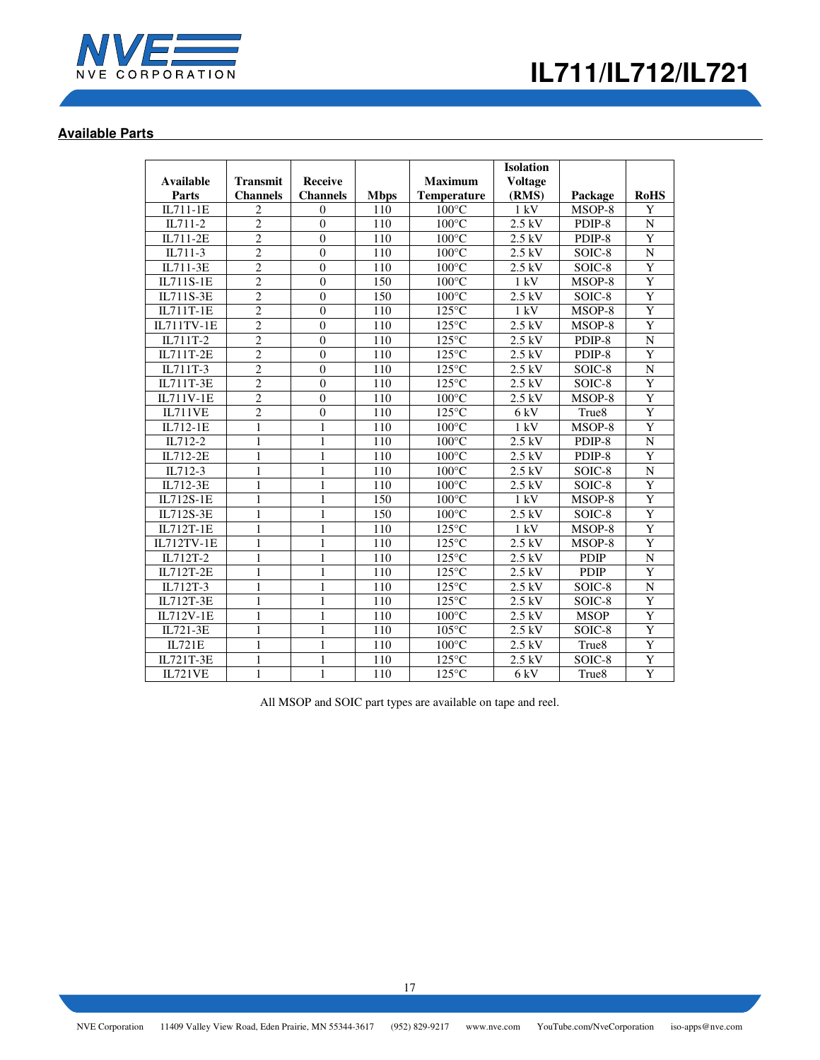## Available Parts

| Available Parts | Transmit Channels | Receive Channels | Mbps | Maximum Temperature | Isolation Voltage (RMS) | Package | RoHS |
|---|---|---|---|---|---|---|---|
| IL711-1E | 2 | 0 | 110 | 100°C | 1 kV | MSOP-8 | Y |
| IL711-2 | 2 | 0 | 110 | 100°C | 2.5 kV | PDIP-8 | N |
| IL711-2E | 2 | 0 | 110 | 100°C | 2.5 kV | PDIP-8 | Y |
| IL711-3 | 2 | 0 | 110 | 100°C | 2.5 kV | SOIC-8 | N |
| IL711-3E | 2 | 0 | 110 | 100°C | 2.5 kV | SOIC-8 | Y |
| IL711S-1E | 2 | 0 | 150 | 100°C | 1 kV | MSOP-8 | Y |
| IL711S-3E | 2 | 0 | 150 | 100°C | 2.5 kV | SOIC-8 | Y |
| IL711T-1E | 2 | 0 | 110 | 125°C | 1 kV | MSOP-8 | Y |
| IL711TV-1E | 2 | 0 | 110 | 125°C | 2.5 kV | MSOP-8 | Y |
| IL711T-2 | 2 | 0 | 110 | 125°C | 2.5 kV | PDIP-8 | N |
| IL711T-2E | 2 | 0 | 110 | 125°C | 2.5 kV | PDIP-8 | Y |
| IL711T-3 | 2 | 0 | 110 | 125°C | 2.5 kV | SOIC-8 | N |
| IL711T-3E | 2 | 0 | 110 | 125°C | 2.5 kV | SOIC-8 | Y |
| IL711V-1E | 2 | 0 | 110 | 100°C | 2.5 kV | MSOP-8 | Y |
| IL711VE | 2 | 0 | 110 | 125°C | 6 kV | True8 | Y |
| IL712-1E | 1 | 1 | 110 | 100°C | 1 kV | MSOP-8 | Y |
| IL712-2 | 1 | 1 | 110 | 100°C | 2.5 kV | PDIP-8 | N |
| IL712-2E | 1 | 1 | 110 | 100°C | 2.5 kV | PDIP-8 | Y |
| IL712-3 | 1 | 1 | 110 | 100°C | 2.5 kV | SOIC-8 | N |
| IL712-3E | 1 | 1 | 110 | 100°C | 2.5 kV | SOIC-8 | Y |
| IL712S-1E | 1 | 1 | 150 | 100°C | 1 kV | MSOP-8 | Y |
| IL712S-3E | 1 | 1 | 150 | 100°C | 2.5 kV | SOIC-8 | Y |
| IL712T-1E | 1 | 1 | 110 | 125°C | 1 kV | MSOP-8 | Y |
| IL712TV-1E | 1 | 1 | 110 | 125°C | 2.5 kV | MSOP-8 | Y |
| IL712T-2 | 1 | 1 | 110 | 125°C | 2.5 kV | PDIP | N |
| IL712T-2E | 1 | 1 | 110 | 125°C | 2.5 kV | PDIP | Y |
| IL712T-3 | 1 | 1 | 110 | 125°C | 2.5 kV | SOIC-8 | N |
| IL712T-3E | 1 | 1 | 110 | 125°C | 2.5 kV | SOIC-8 | Y |
| IL712V-1E | 1 | 1 | 110 | 100°C | 2.5 kV | MSOP | Y |
| IL721-3E | 1 | 1 | 110 | 105°C | 2.5 kV | SOIC-8 | Y |
| IL721E | 1 | 1 | 110 | 100°C | 2.5 kV | True8 | Y |
| IL721T-3E | 1 | 1 | 110 | 125°C | 2.5 kV | SOIC-8 | Y |
| IL721VE | 1 | 1 | 110 | 125°C | 6 kV | True8 | Y |

All MSOP and SOIC part types are available on tape and reel.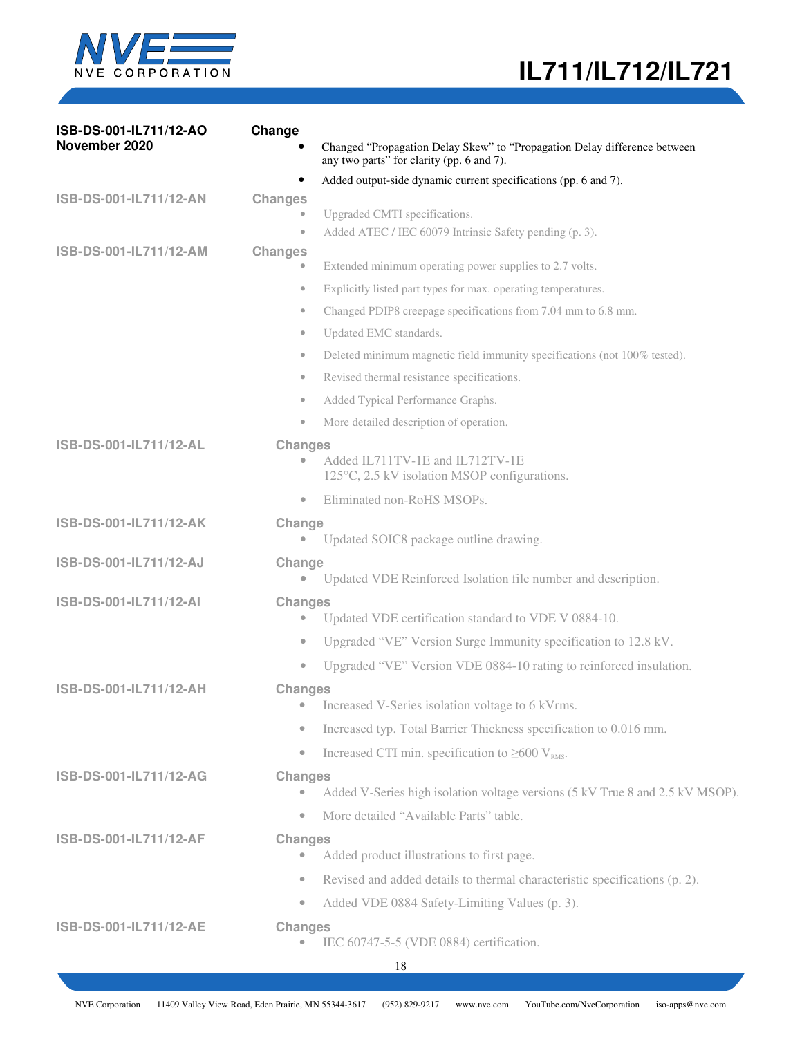**ISB-DS-001-IL711/12-AO**
**November 2020**

**Change**

- Changed “Propagation Delay Skew” to “Propagation Delay difference between any two parts” for clarity (pp. 6 and 7).
- Added output-side dynamic current specifications (pp. 6 and 7).

**ISB-DS-001-IL711/12-AN**

**Changes**

- Upgraded CMTI specifications.
- Added ATEC / IEC 60079 Intrinsic Safety pending (p. 3).

**ISB-DS-001-IL711/12-AM**

**Changes**

- Extended minimum operating power supplies to 2.7 volts.
- Explicitly listed part types for max. operating temperatures.
- Changed PDIP8 creepage specifications from 7.04 mm to 6.8 mm.
- Updated EMC standards.
- Deleted minimum magnetic field immunity specifications (not 100% tested).
- Revised thermal resistance specifications.
- Added Typical Performance Graphs.
- More detailed description of operation.

**ISB-DS-001-IL711/12-AL**

**Changes**

- Added IL711TV-1E and IL712TV-1E 125°C, 2.5 kV isolation MSOP configurations.
- Eliminated non-RoHS MSOPs.

**ISB-DS-001-IL711/12-AK**

**Change**

- Updated SOIC8 package outline drawing.

**ISB-DS-001-IL711/12-AJ**

**Change**

- Updated VDE Reinforced Isolation file number and description.

**ISB-DS-001-IL711/12-AI**

**Changes**

- Updated VDE certification standard to VDE V 0884-10.
- Upgraded “VE” Version Surge Immunity specification to 12.8 kV.
- Upgraded “VE” Version VDE 0884-10 rating to reinforced insulation.

**ISB-DS-001-IL711/12-AH**

**Changes**

- Increased V-Series isolation voltage to 6 kVrms.
- Increased typ. Total Barrier Thickness specification to 0.016 mm.
- Increased CTI min. specification to ≥600 $V_{RMS}$.

**ISB-DS-001-IL711/12-AG**

**Changes**

- Added V-Series high isolation voltage versions (5 kV True 8 and 2.5 kV MSOP).
- More detailed “Available Parts” table.

**ISB-DS-001-IL711/12-AF**

**Changes**

- Added product illustrations to first page.
- Revised and added details to thermal characteristic specifications (p. 2).
- Added VDE 0884 Safety-Limiting Values (p. 3).

**ISB-DS-001-IL711/12-AE**

**Changes**

- IEC 60747-5-5 (VDE 0884) certification.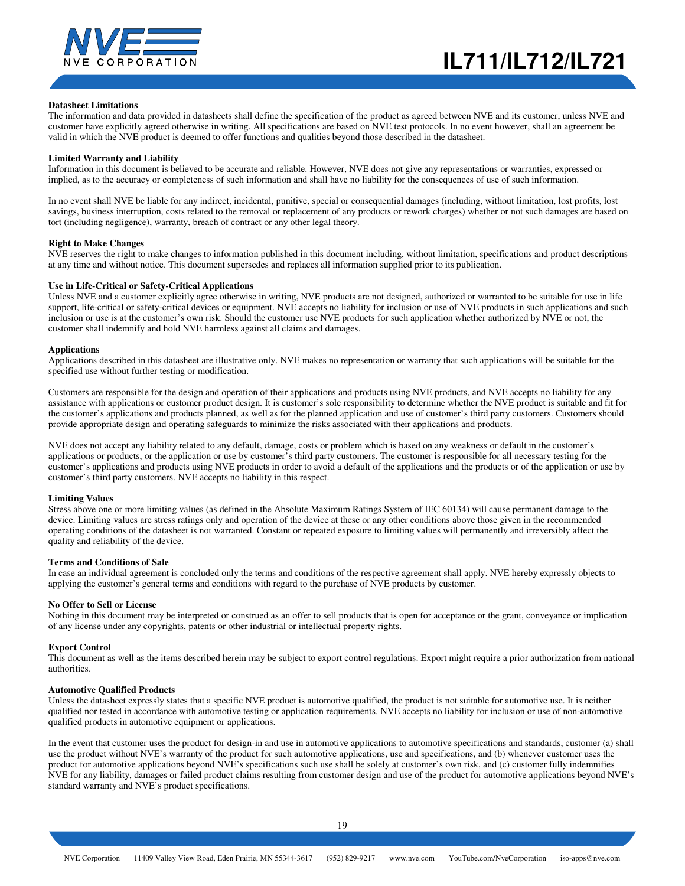### Datasheet Limitations

The information and data provided in datasheets shall define the specification of the product as agreed between NVE and its customer, unless NVE and customer have explicitly agreed otherwise in writing. All specifications are based on NVE test protocols. In no event however, shall an agreement be valid in which the NVE product is deemed to offer functions and qualities beyond those described in the datasheet.

### Limited Warranty and Liability

Information in this document is believed to be accurate and reliable. However, NVE does not give any representations or warranties, expressed or implied, as to the accuracy or completeness of such information and shall have no liability for the consequences of use of such information.

In no event shall NVE be liable for any indirect, incidental, punitive, special or consequential damages (including, without limitation, lost profits, lost savings, business interruption, costs related to the removal or replacement of any products or rework charges) whether or not such damages are based on tort (including negligence), warranty, breach of contract or any other legal theory.

### Right to Make Changes

NVE reserves the right to make changes to information published in this document including, without limitation, specifications and product descriptions at any time and without notice. This document supersedes and replaces all information supplied prior to its publication.

### Use in Life-Critical or Safety-Critical Applications

Unless NVE and a customer explicitly agree otherwise in writing, NVE products are not designed, authorized or warranted to be suitable for use in life support, life-critical or safety-critical devices or equipment. NVE accepts no liability for inclusion or use of NVE products in such applications and such inclusion or use is at the customer's own risk. Should the customer use NVE products for such application whether authorized by NVE or not, the customer shall indemnify and hold NVE harmless against all claims and damages.

### Applications

Applications described in this datasheet are illustrative only. NVE makes no representation or warranty that such applications will be suitable for the specified use without further testing or modification.

Customers are responsible for the design and operation of their applications and products using NVE products, and NVE accepts no liability for any assistance with applications or customer product design. It is customer's sole responsibility to determine whether the NVE product is suitable and fit for the customer's applications and products planned, as well as for the planned application and use of customer's third party customers. Customers should provide appropriate design and operating safeguards to minimize the risks associated with their applications and products.

NVE does not accept any liability related to any default, damage, costs or problem which is based on any weakness or default in the customer's applications or products, or the application or use by customer's third party customers. The customer is responsible for all necessary testing for the customer's applications and products using NVE products in order to avoid a default of the applications and the products or of the application or use by customer's third party customers. NVE accepts no liability in this respect.

### Limiting Values

Stress above one or more limiting values (as defined in the Absolute Maximum Ratings System of IEC 60134) will cause permanent damage to the device. Limiting values are stress ratings only and operation of the device at these or any other conditions above those given in the recommended operating conditions of the datasheet is not warranted. Constant or repeated exposure to limiting values will permanently and irreversibly affect the quality and reliability of the device.

### Terms and Conditions of Sale

In case an individual agreement is concluded only the terms and conditions of the respective agreement shall apply. NVE hereby expressly objects to applying the customer's general terms and conditions with regard to the purchase of NVE products by customer.

### No Offer to Sell or License

Nothing in this document may be interpreted or construed as an offer to sell products that is open for acceptance or the grant, conveyance or implication of any license under any copyrights, patents or other industrial or intellectual property rights.

### Export Control

This document as well as the items described herein may be subject to export control regulations. Export might require a prior authorization from national authorities.

### Automotive Qualified Products

Unless the datasheet expressly states that a specific NVE product is automotive qualified, the product is not suitable for automotive use. It is neither qualified nor tested in accordance with automotive testing or application requirements. NVE accepts no liability for inclusion or use of non-automotive qualified products in automotive equipment or applications.

In the event that customer uses the product for design-in and use in automotive applications to automotive specifications and standards, customer (a) shall use the product without NVE's warranty of the product for such automotive applications, use and specifications, and (b) whenever customer uses the product for automotive applications beyond NVE's specifications such use shall be solely at customer's own risk, and (c) customer fully indemnifies NVE for any liability, damages or failed product claims resulting from customer design and use of the product for automotive applications beyond NVE's standard warranty and NVE's product specifications.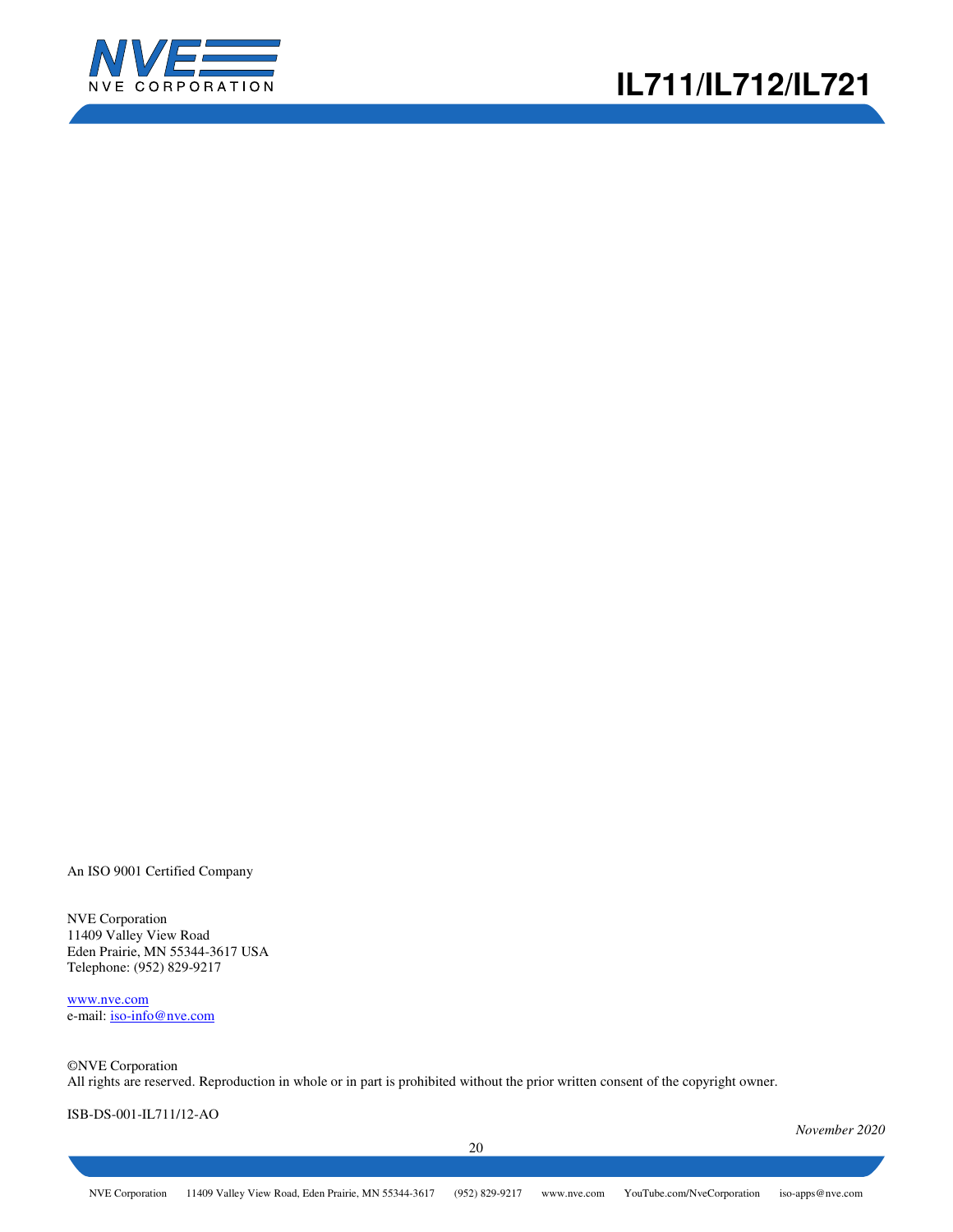An ISO 9001 Certified Company

NVE Corporation
11409 Valley View Road
Eden Prairie, MN 55344-3617 USA
Telephone: (952) 829-9217

www.nve.com
e-mail: iso-info@nve.com

©NVE Corporation
All rights are reserved. Reproduction in whole or in part is prohibited without the prior written consent of the copyright owner.

ISB-DS-001-IL711/12-AO

*November 2020*